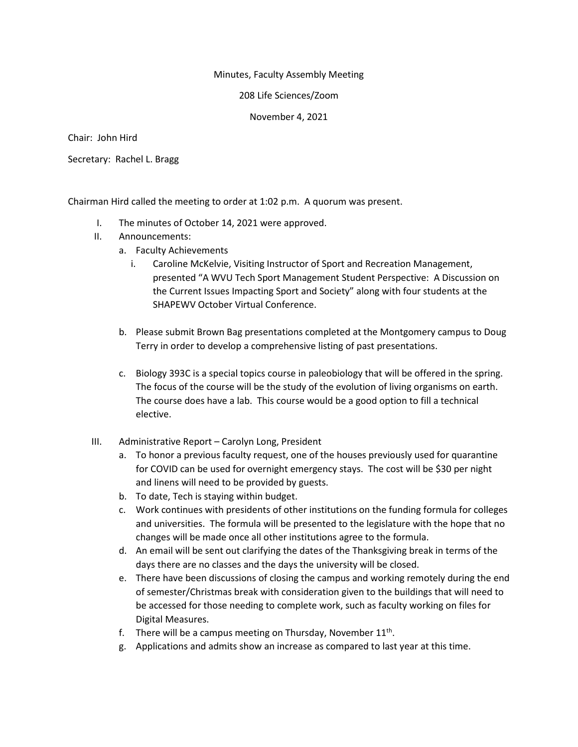Minutes, Faculty Assembly Meeting

208 Life Sciences/Zoom

November 4, 2021

Chair: John Hird

Secretary: Rachel L. Bragg

Chairman Hird called the meeting to order at 1:02 p.m. A quorum was present.

I. The minutes of October 14, 2021 were approved.

II. Announcements:

   a. Faculty Achievements

      i. Caroline McKelvie, Visiting Instructor of Sport and Recreation Management, presented "A WVU Tech Sport Management Student Perspective: A Discussion on the Current Issues Impacting Sport and Society" along with four students at the SHAPEWV October Virtual Conference.

   b. Please submit Brown Bag presentations completed at the Montgomery campus to Doug Terry in order to develop a comprehensive listing of past presentations.

   c. Biology 393C is a special topics course in paleobiology that will be offered in the spring. The focus of the course will be the study of the evolution of living organisms on earth. The course does have a lab. This course would be a good option to fill a technical elective.

III. Administrative Report – Carolyn Long, President

   a. To honor a previous faculty request, one of the houses previously used for quarantine for COVID can be used for overnight emergency stays. The cost will be $30 per night and linens will need to be provided by guests.
   b. To date, Tech is staying within budget.
   c. Work continues with presidents of other institutions on the funding formula for colleges and universities. The formula will be presented to the legislature with the hope that no changes will be made once all other institutions agree to the formula.
   d. An email will be sent out clarifying the dates of the Thanksgiving break in terms of the days there are no classes and the days the university will be closed.
   e. There have been discussions of closing the campus and working remotely during the end of semester/Christmas break with consideration given to the buildings that will need to be accessed for those needing to complete work, such as faculty working on files for Digital Measures.
   f. There will be a campus meeting on Thursday, November 11th.
   g. Applications and admits show an increase as compared to last year at this time.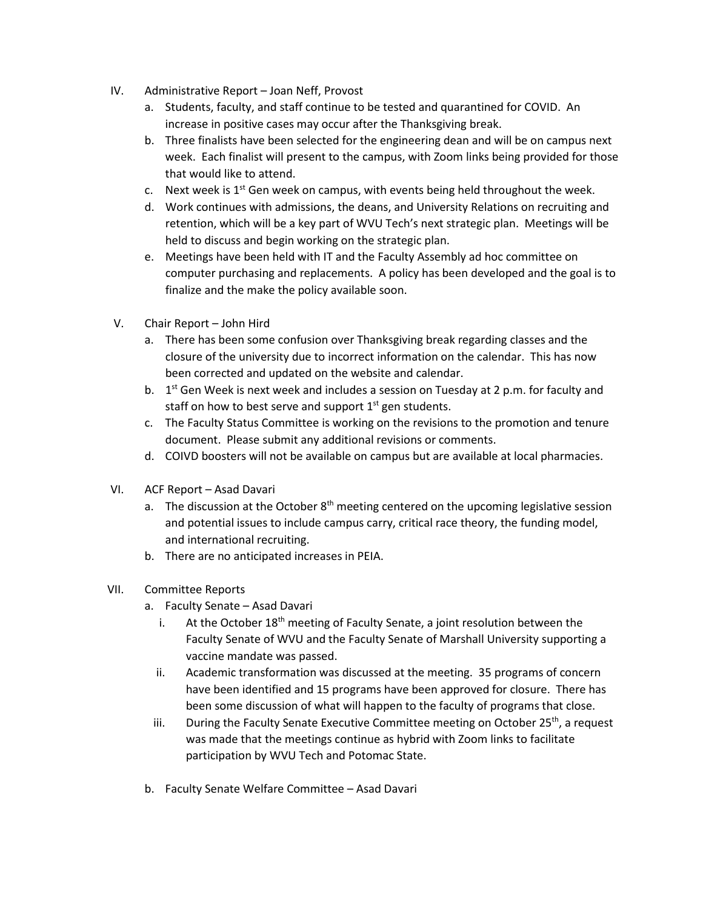IV. Administrative Report – Joan Neff, Provost

a. Students, faculty, and staff continue to be tested and quarantined for COVID. An increase in positive cases may occur after the Thanksgiving break.
b. Three finalists have been selected for the engineering dean and will be on campus next week. Each finalist will present to the campus, with Zoom links being provided for those that would like to attend.
c. Next week is 1st Gen week on campus, with events being held throughout the week.
d. Work continues with admissions, the deans, and University Relations on recruiting and retention, which will be a key part of WVU Tech's next strategic plan. Meetings will be held to discuss and begin working on the strategic plan.
e. Meetings have been held with IT and the Faculty Assembly ad hoc committee on computer purchasing and replacements. A policy has been developed and the goal is to finalize and the make the policy available soon.

V. Chair Report – John Hird

a. There has been some confusion over Thanksgiving break regarding classes and the closure of the university due to incorrect information on the calendar. This has now been corrected and updated on the website and calendar.
b. 1st Gen Week is next week and includes a session on Tuesday at 2 p.m. for faculty and staff on how to best serve and support 1st gen students.
c. The Faculty Status Committee is working on the revisions to the promotion and tenure document. Please submit any additional revisions or comments.
d. COIVD boosters will not be available on campus but are available at local pharmacies.

VI. ACF Report – Asad Davari

a. The discussion at the October 8th meeting centered on the upcoming legislative session and potential issues to include campus carry, critical race theory, the funding model, and international recruiting.
b. There are no anticipated increases in PEIA.

VII. Committee Reports

a. Faculty Senate – Asad Davari
   i. At the October 18th meeting of Faculty Senate, a joint resolution between the Faculty Senate of WVU and the Faculty Senate of Marshall University supporting a vaccine mandate was passed.
   ii. Academic transformation was discussed at the meeting. 35 programs of concern have been identified and 15 programs have been approved for closure. There has been some discussion of what will happen to the faculty of programs that close.
   iii. During the Faculty Senate Executive Committee meeting on October 25th, a request was made that the meetings continue as hybrid with Zoom links to facilitate participation by WVU Tech and Potomac State.

b. Faculty Senate Welfare Committee – Asad Davari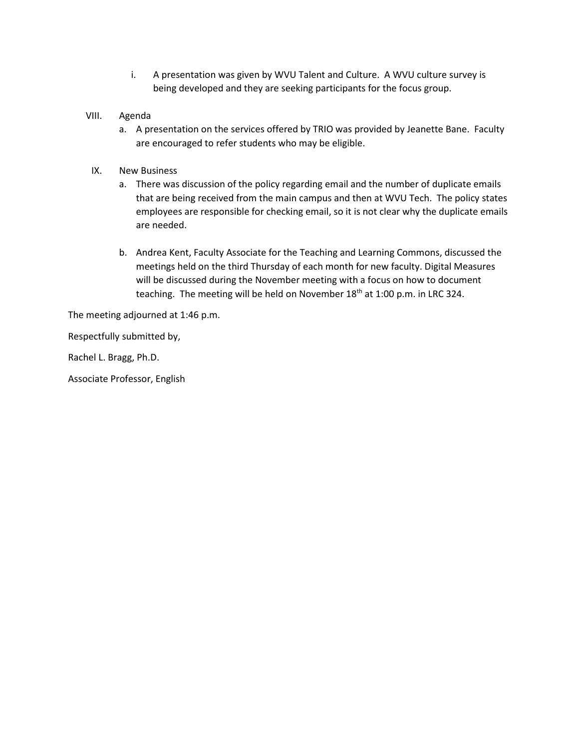i. A presentation was given by WVU Talent and Culture. A WVU culture survey is being developed and they are seeking participants for the focus group.

VIII. Agenda

a. A presentation on the services offered by TRIO was provided by Jeanette Bane. Faculty are encouraged to refer students who may be eligible.

IX. New Business

a. There was discussion of the policy regarding email and the number of duplicate emails that are being received from the main campus and then at WVU Tech. The policy states employees are responsible for checking email, so it is not clear why the duplicate emails are needed.

b. Andrea Kent, Faculty Associate for the Teaching and Learning Commons, discussed the meetings held on the third Thursday of each month for new faculty. Digital Measures will be discussed during the November meeting with a focus on how to document teaching. The meeting will be held on November 18th at 1:00 p.m. in LRC 324.

The meeting adjourned at 1:46 p.m.

Respectfully submitted by,

Rachel L. Bragg, Ph.D.

Associate Professor, English